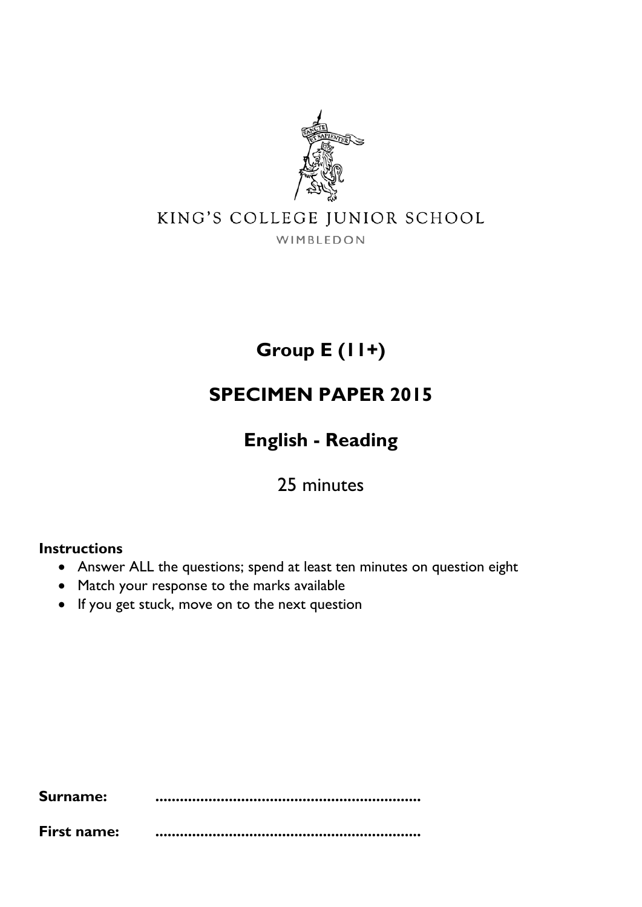KING'S COLLEGE JUNIOR SCHOOL

WIMBLEDON

# Group E (11+)

# SPECIMEN PAPER 2015

# English - Reading

25 minutes

**Instructions**

- Answer ALL the questions; spend at least ten minutes on question eight
- Match your response to the marks available
- If you get stuck, move on to the next question

**Surname:** ...............................................................

**First name:** ...............................................................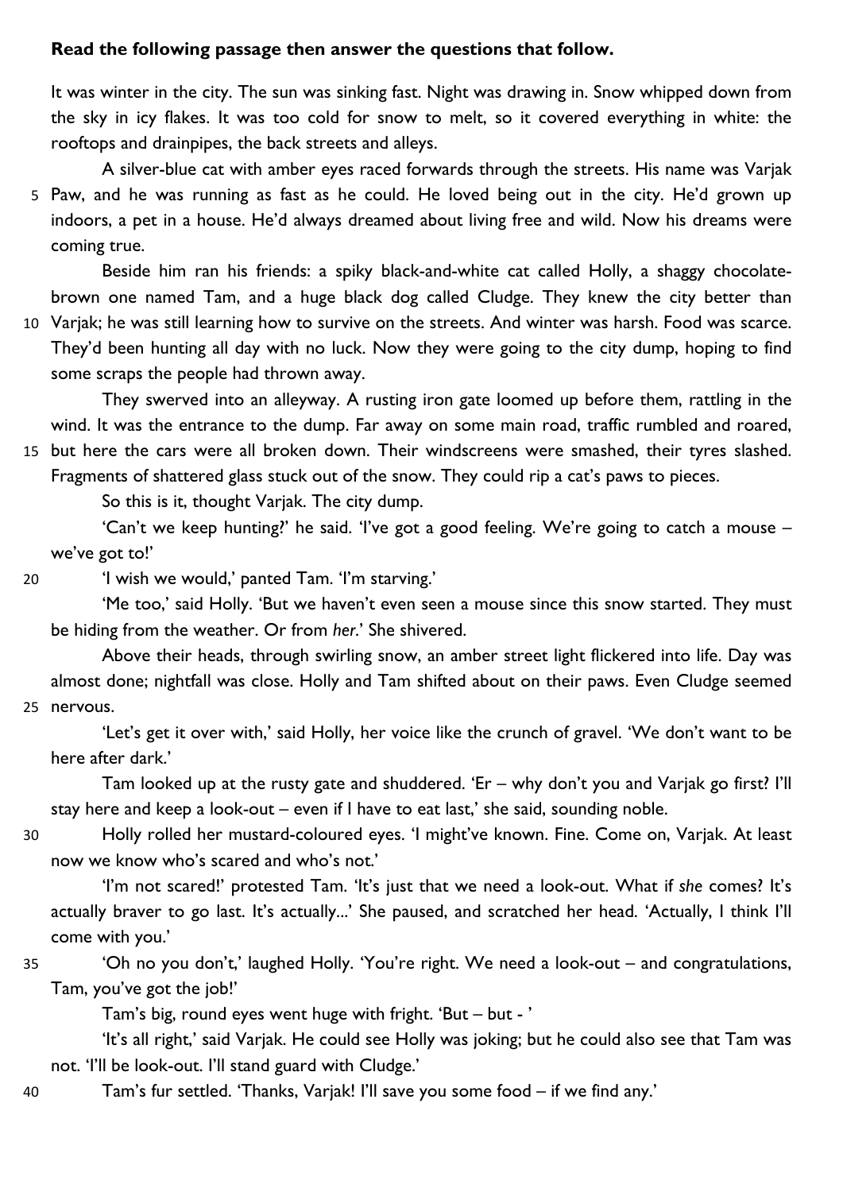**Read the following passage then answer the questions that follow.**

It was winter in the city. The sun was sinking fast. Night was drawing in. Snow whipped down from the sky in icy flakes. It was too cold for snow to melt, so it covered everything in white: the rooftops and drainpipes, the back streets and alleys.

A silver-blue cat with amber eyes raced forwards through the streets. His name was Varjak Paw, and he was running as fast as he could. He loved being out in the city. He'd grown up indoors, a pet in a house. He'd always dreamed about living free and wild. Now his dreams were coming true.

Beside him ran his friends: a spiky black-and-white cat called Holly, a shaggy chocolate-brown one named Tam, and a huge black dog called Cludge. They knew the city better than Varjak; he was still learning how to survive on the streets. And winter was harsh. Food was scarce. They'd been hunting all day with no luck. Now they were going to the city dump, hoping to find some scraps the people had thrown away.

They swerved into an alleyway. A rusting iron gate loomed up before them, rattling in the wind. It was the entrance to the dump. Far away on some main road, traffic rumbled and roared, but here the cars were all broken down. Their windscreens were smashed, their tyres slashed. Fragments of shattered glass stuck out of the snow. They could rip a cat's paws to pieces.

So this is it, thought Varjak. The city dump.

'Can't we keep hunting?' he said. 'I've got a good feeling. We're going to catch a mouse – we've got to!'

'I wish we would,' panted Tam. 'I'm starving.'

'Me too,' said Holly. 'But we haven't even seen a mouse since this snow started. They must be hiding from the weather. Or from *her*.' She shivered.

Above their heads, through swirling snow, an amber street light flickered into life. Day was almost done; nightfall was close. Holly and Tam shifted about on their paws. Even Cludge seemed nervous.

'Let's get it over with,' said Holly, her voice like the crunch of gravel. 'We don't want to be here after dark.'

Tam looked up at the rusty gate and shuddered. 'Er – why don't you and Varjak go first? I'll stay here and keep a look-out – even if I have to eat last,' she said, sounding noble.

Holly rolled her mustard-coloured eyes. 'I might've known. Fine. Come on, Varjak. At least now we know who's scared and who's not.'

'I'm not scared!' protested Tam. 'It's just that we need a look-out. What if *she* comes? It's actually braver to go last. It's actually...' She paused, and scratched her head. 'Actually, I think I'll come with you.'

'Oh no you don't,' laughed Holly. 'You're right. We need a look-out – and congratulations, Tam, you've got the job!'

Tam's big, round eyes went huge with fright. 'But – but - '

'It's all right,' said Varjak. He could see Holly was joking; but he could also see that Tam was not. 'I'll be look-out. I'll stand guard with Cludge.'

Tam's fur settled. 'Thanks, Varjak! I'll save you some food – if we find any.'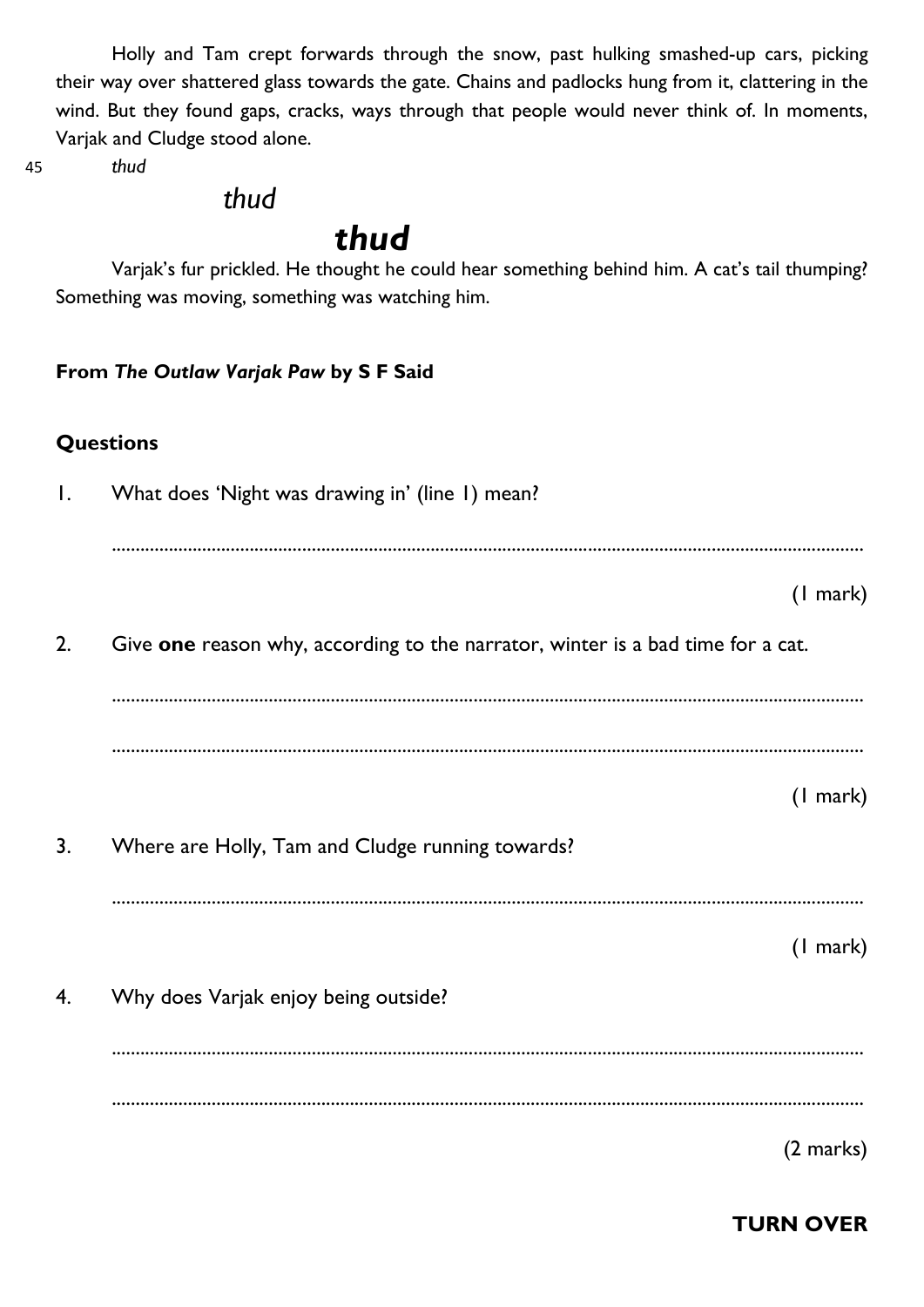Holly and Tam crept forwards through the snow, past hulking smashed-up cars, picking their way over shattered glass towards the gate. Chains and padlocks hung from it, clattering in the wind. But they found gaps, cracks, ways through that people would never think of. In moments, Varjak and Cludge stood alone.

45 *thud*

*thud*

***thud***

Varjak's fur prickled. He thought he could hear something behind him. A cat's tail thumping? Something was moving, something was watching him.

**From *The Outlaw Varjak Paw* by S F Said**

**Questions**

1. What does 'Night was drawing in' (line 1) mean?

   ..............................................................................................................................................

   (1 mark)

2. Give **one** reason why, according to the narrator, winter is a bad time for a cat.

   ..............................................................................................................................................

   ..............................................................................................................................................

   (1 mark)

3. Where are Holly, Tam and Cludge running towards?

   ..............................................................................................................................................

   (1 mark)

4. Why does Varjak enjoy being outside?

   ..............................................................................................................................................

   ..............................................................................................................................................

   (2 marks)

**TURN OVER**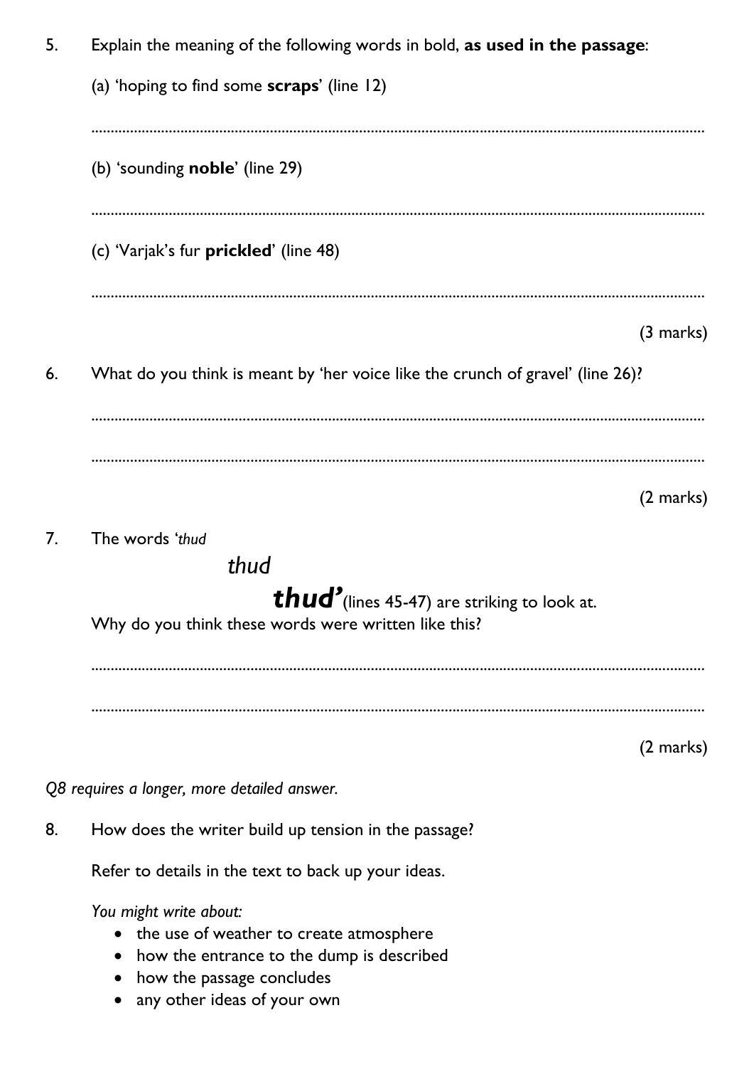5. Explain the meaning of the following words in bold, **as used in the passage**:

   (a) 'hoping to find some **scraps**' (line 12)

   ..........................................................................................................................................

   (b) 'sounding **noble**' (line 29)

   ..........................................................................................................................................

   (c) 'Varjak's fur **prickled**' (line 48)

   ..........................................................................................................................................

   (3 marks)

6. What do you think is meant by 'her voice like the crunch of gravel' (line 26)?

   ..........................................................................................................................................

   ..........................................................................................................................................

   (2 marks)

7. The words '*thud*

   *thud*

   ***thud'*** (lines 45-47) are striking to look at.
   Why do you think these words were written like this?

   ..........................................................................................................................................

   ..........................................................................................................................................

   (2 marks)

*Q8 requires a longer, more detailed answer.*

8. How does the writer build up tension in the passage?

   Refer to details in the text to back up your ideas.

   *You might write about:*

   - the use of weather to create atmosphere
   - how the entrance to the dump is described
   - how the passage concludes
   - any other ideas of your own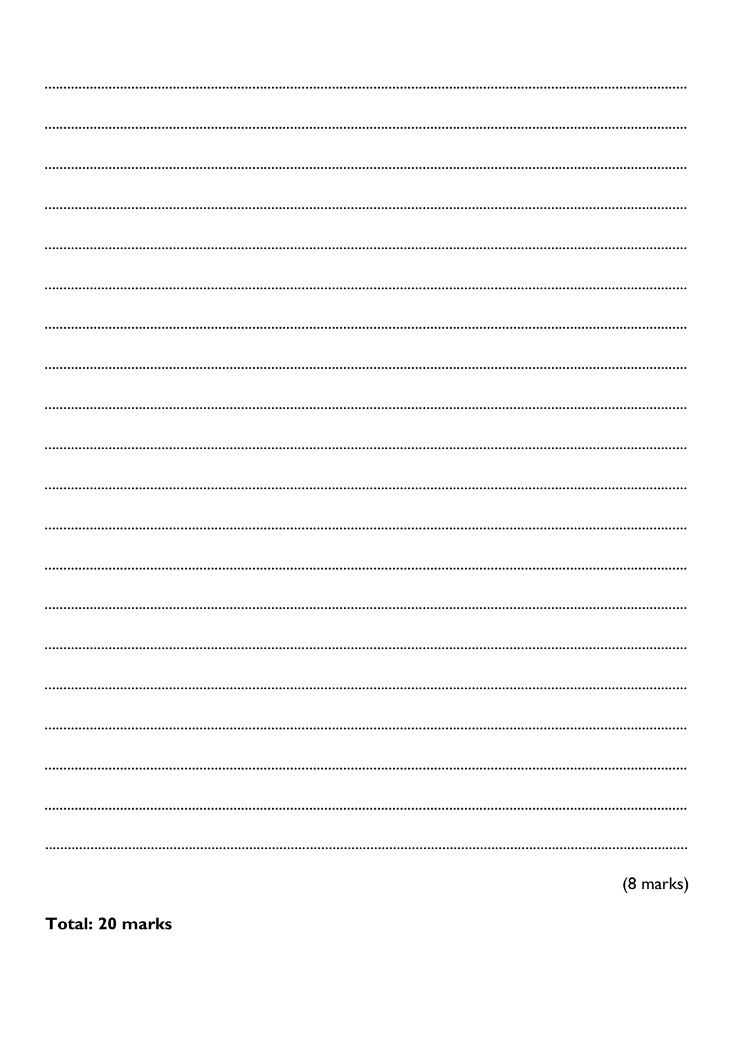(8 marks)

**Total: 20 marks**